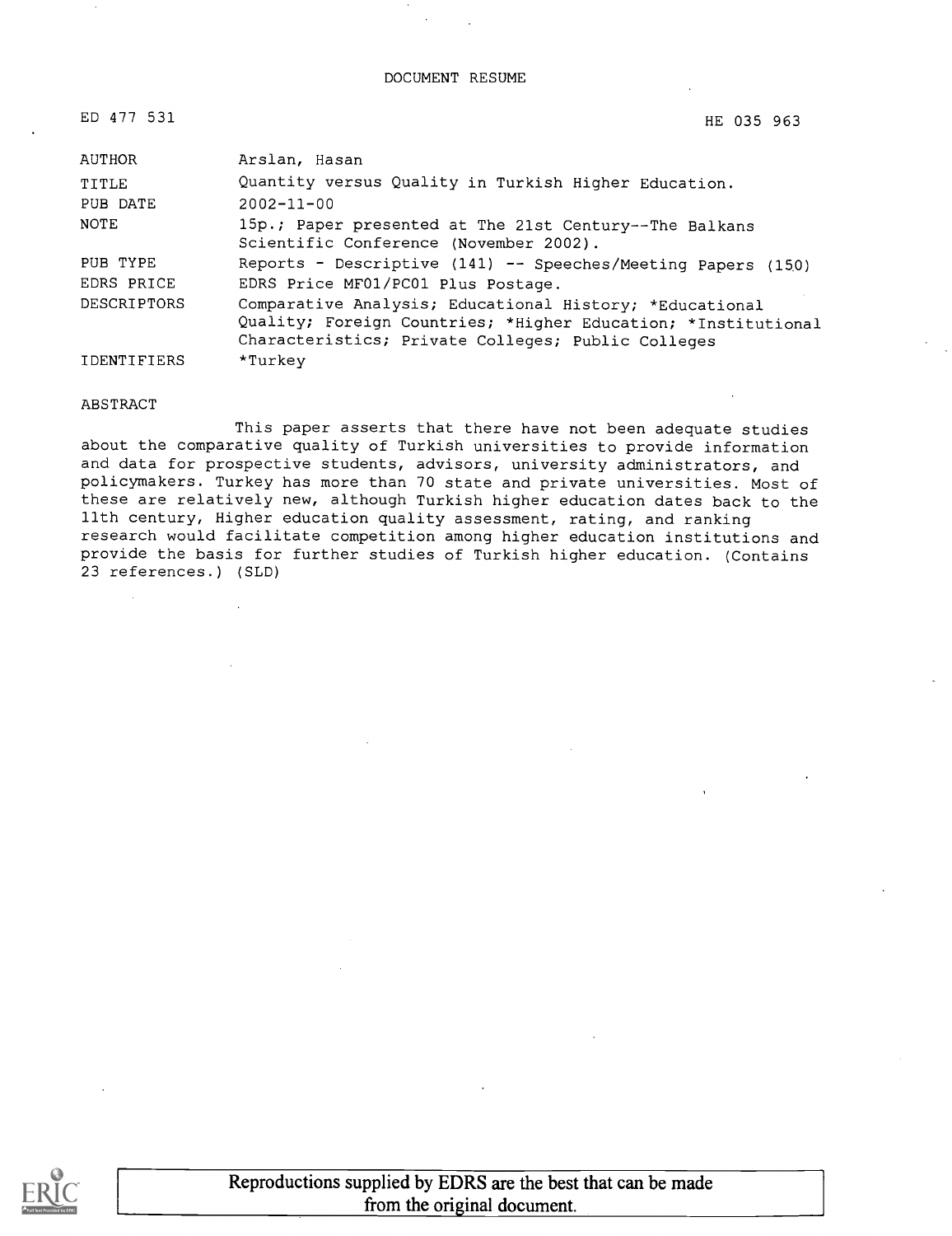# DOCUMENT RESUME

| ED 477 531 | HE 035 963 |
|---|---|
| AUTHOR | Arslan, Hasan |
| TITLE | Quantity versus Quality in Turkish Higher Education. |
| PUB DATE | 2002-11-00 |
| NOTE | 15p.; Paper presented at The 21st Century--The Balkans Scientific Conference (November 2002). |
| PUB TYPE | Reports - Descriptive (141) -- Speeches/Meeting Papers (150) |
| EDRS PRICE | EDRS Price MF01/PC01 Plus Postage. |
| DESCRIPTORS | Comparative Analysis; Educational History; *Educational Quality; Foreign Countries; *Higher Education; *Institutional Characteristics; Private Colleges; Public Colleges |
| IDENTIFIERS | *Turkey |

## ABSTRACT

This paper asserts that there have not been adequate studies about the comparative quality of Turkish universities to provide information and data for prospective students, advisors, university administrators, and policymakers. Turkey has more than 70 state and private universities. Most of these are relatively new, although Turkish higher education dates back to the 11th century, Higher education quality assessment, rating, and ranking research would facilitate competition among higher education institutions and provide the basis for further studies of Turkish higher education. (Contains 23 references.) (SLD)

Reproductions supplied by EDRS are the best that can be made from the original document.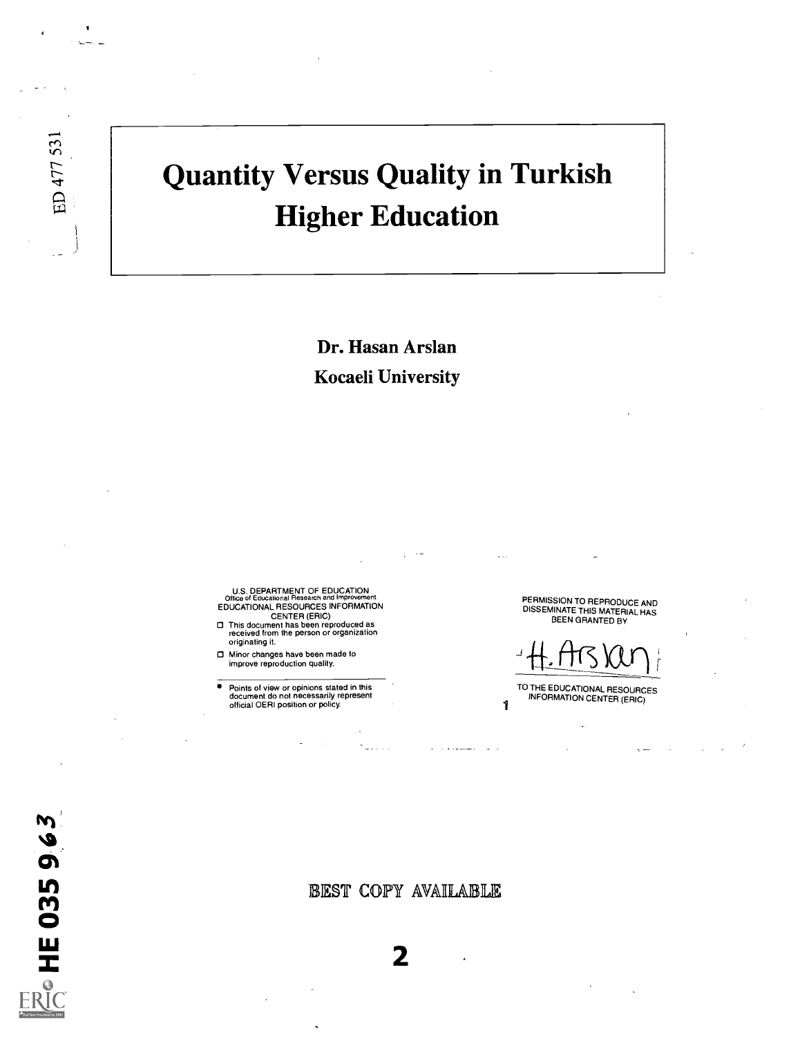# Quantity Versus Quality in Turkish Higher Education

**Dr. Hasan Arslan**

**Kocaeli University**

U.S. DEPARTMENT OF EDUCATION
Office of Educational Research and Improvement
EDUCATIONAL RESOURCES INFORMATION CENTER (ERIC)

- This document has been reproduced as received from the person or organization originating it.
- Minor changes have been made to improve reproduction quality.

- Points of view or opinions stated in this document do not necessarily represent official OERI position or policy.

PERMISSION TO REPRODUCE AND DISSEMINATE THIS MATERIAL HAS BEEN GRANTED BY

H. Arslan

TO THE EDUCATIONAL RESOURCES INFORMATION CENTER (ERIC)

BEST COPY AVAILABLE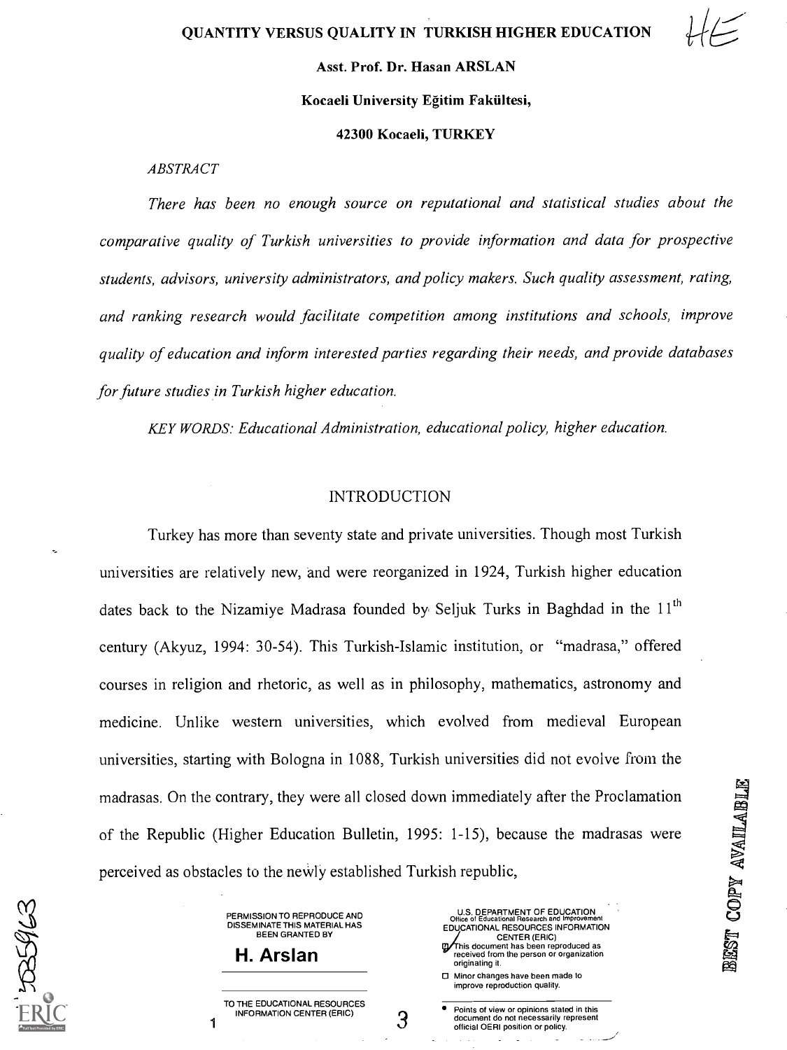# QUANTITY VERSUS QUALITY IN TURKISH HIGHER EDUCATION

**Asst. Prof. Dr. Hasan ARSLAN**

**Kocaeli University Eğitim Fakültesi,**

**42300 Kocaeli, TURKEY**

*ABSTRACT*

*There has been no enough source on reputational and statistical studies about the comparative quality of Turkish universities to provide information and data for prospective students, advisors, university administrators, and policy makers. Such quality assessment, rating, and ranking research would facilitate competition among institutions and schools, improve quality of education and inform interested parties regarding their needs, and provide databases for future studies in Turkish higher education.*

*KEY WORDS: Educational Administration, educational policy, higher education.*

## INTRODUCTION

Turkey has more than seventy state and private universities. Though most Turkish universities are relatively new, and were reorganized in 1924, Turkish higher education dates back to the Nizamiye Madrasa founded by Seljuk Turks in Baghdad in the 11th century (Akyuz, 1994: 30-54). This Turkish-Islamic institution, or "madrasa," offered courses in religion and rhetoric, as well as in philosophy, mathematics, astronomy and medicine. Unlike western universities, which evolved from medieval European universities, starting with Bologna in 1088, Turkish universities did not evolve from the madrasas. On the contrary, they were all closed down immediately after the Proclamation of the Republic (Higher Education Bulletin, 1995: 1-15), because the madrasas were perceived as obstacles to the newly established Turkish republic,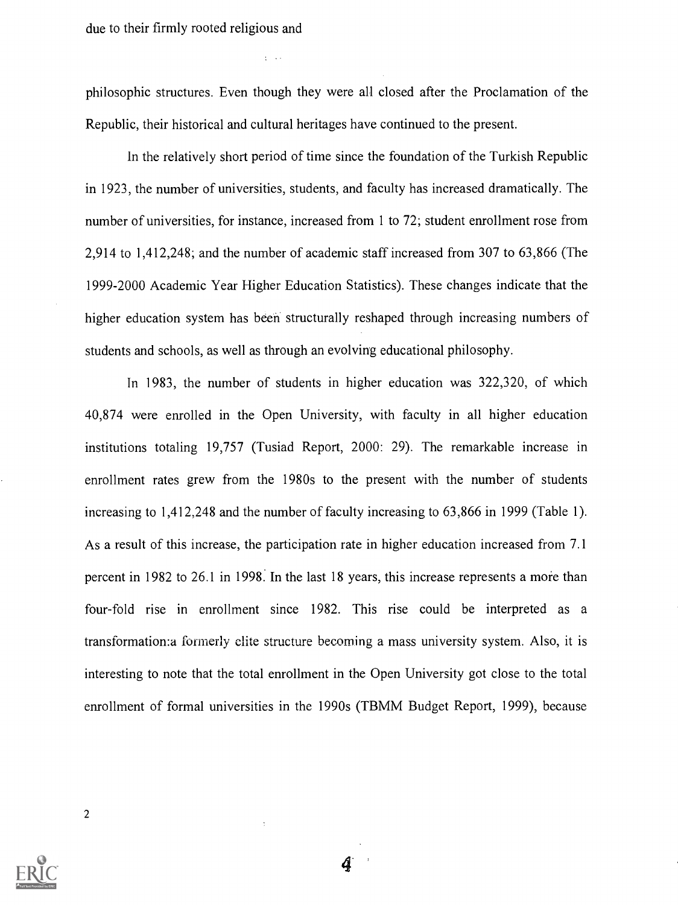due to their firmly rooted religious and

philosophic structures. Even though they were all closed after the Proclamation of the Republic, their historical and cultural heritages have continued to the present.

In the relatively short period of time since the foundation of the Turkish Republic in 1923, the number of universities, students, and faculty has increased dramatically. The number of universities, for instance, increased from 1 to 72; student enrollment rose from 2,914 to 1,412,248; and the number of academic staff increased from 307 to 63,866 (The 1999-2000 Academic Year Higher Education Statistics). These changes indicate that the higher education system has been structurally reshaped through increasing numbers of students and schools, as well as through an evolving educational philosophy.

In 1983, the number of students in higher education was 322,320, of which 40,874 were enrolled in the Open University, with faculty in all higher education institutions totaling 19,757 (Tusiad Report, 2000: 29). The remarkable increase in enrollment rates grew from the 1980s to the present with the number of students increasing to 1,412,248 and the number of faculty increasing to 63,866 in 1999 (Table 1). As a result of this increase, the participation rate in higher education increased from 7.1 percent in 1982 to 26.1 in 1998. In the last 18 years, this increase represents a more than four-fold rise in enrollment since 1982. This rise could be interpreted as a transformation:a formerly elite structure becoming a mass university system. Also, it is interesting to note that the total enrollment in the Open University got close to the total enrollment of formal universities in the 1990s (TBMM Budget Report, 1999), because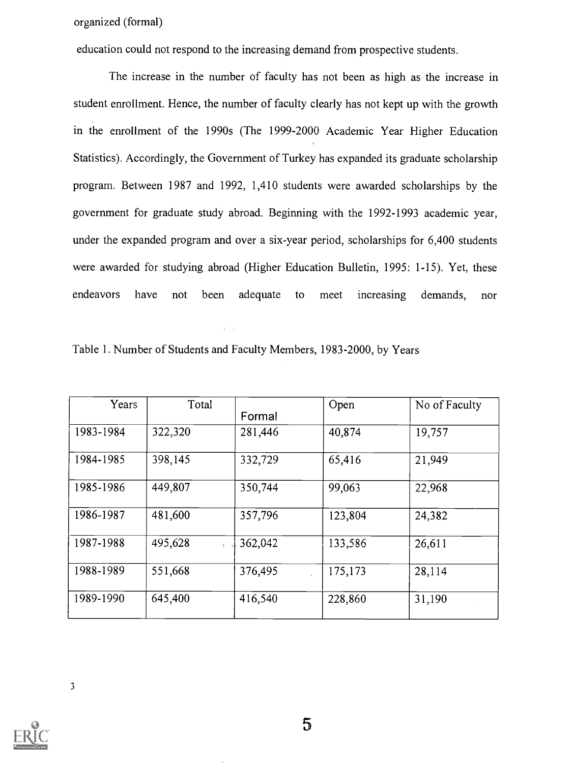organized (formal) education could not respond to the increasing demand from prospective students.

The increase in the number of faculty has not been as high as the increase in student enrollment. Hence, the number of faculty clearly has not kept up with the growth in the enrollment of the 1990s (The 1999-2000 Academic Year Higher Education Statistics). Accordingly, the Government of Turkey has expanded its graduate scholarship program. Between 1987 and 1992, 1,410 students were awarded scholarships by the government for graduate study abroad. Beginning with the 1992-1993 academic year, under the expanded program and over a six-year period, scholarships for 6,400 students were awarded for studying abroad (Higher Education Bulletin, 1995: 1-15). Yet, these endeavors have not been adequate to meet increasing demands, nor

Table 1. Number of Students and Faculty Members, 1983-2000, by Years

| Years | Total | Formal | Open | No of Faculty |
|---|---|---|---|---|
| 1983-1984 | 322,320 | 281,446 | 40,874 | 19,757 |
| 1984-1985 | 398,145 | 332,729 | 65,416 | 21,949 |
| 1985-1986 | 449,807 | 350,744 | 99,063 | 22,968 |
| 1986-1987 | 481,600 | 357,796 | 123,804 | 24,382 |
| 1987-1988 | 495,628 | 362,042 | 133,586 | 26,611 |
| 1988-1989 | 551,668 | 376,495 | 175,173 | 28,114 |
| 1989-1990 | 645,400 | 416,540 | 228,860 | 31,190 |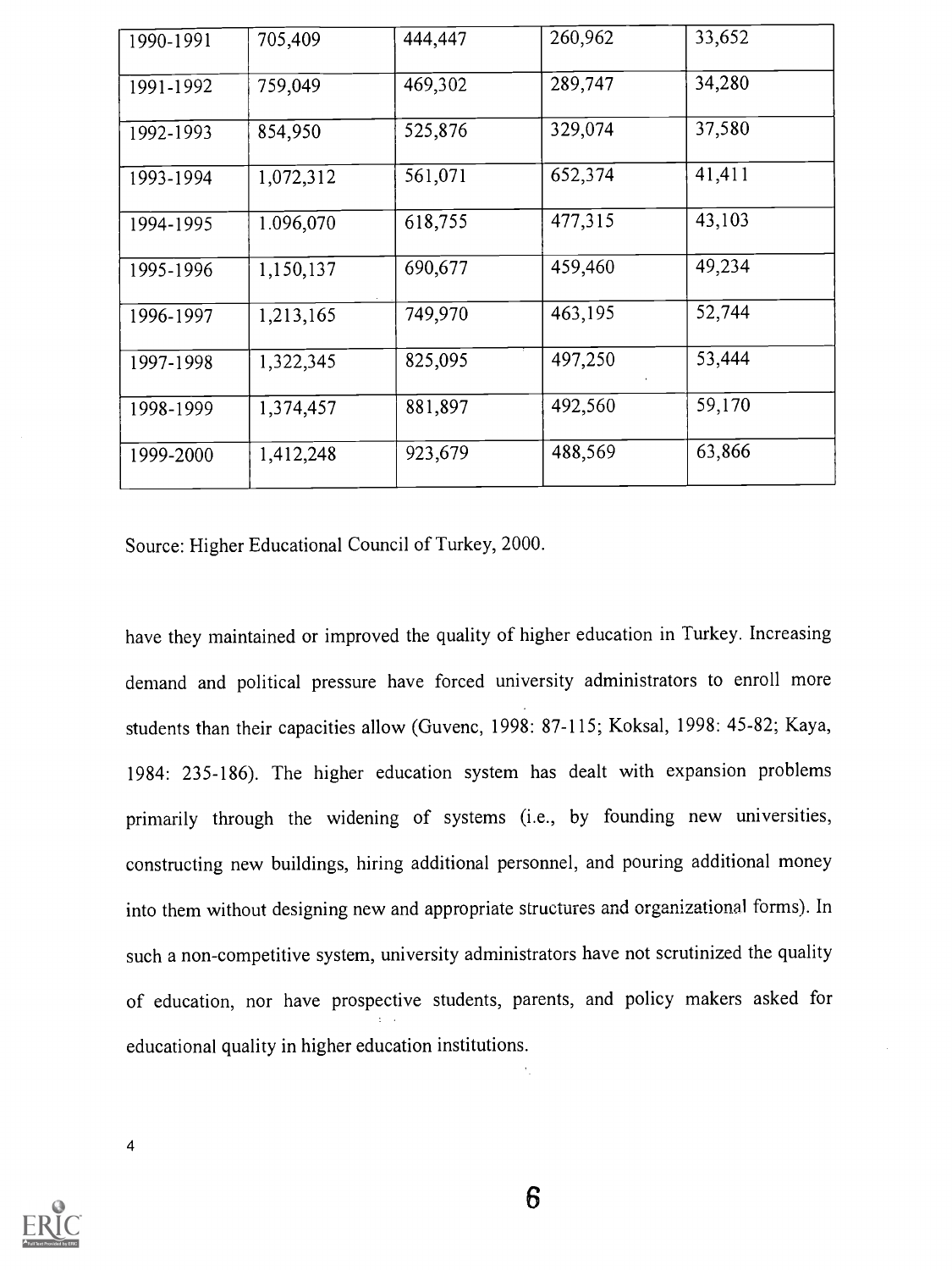| | | | | |
|---|---|---|---|---|
| 1990-1991 | 705,409 | 444,447 | 260,962 | 33,652 |
| 1991-1992 | 759,049 | 469,302 | 289,747 | 34,280 |
| 1992-1993 | 854,950 | 525,876 | 329,074 | 37,580 |
| 1993-1994 | 1,072,312 | 561,071 | 652,374 | 41,411 |
| 1994-1995 | 1.096,070 | 618,755 | 477,315 | 43,103 |
| 1995-1996 | 1,150,137 | 690,677 | 459,460 | 49,234 |
| 1996-1997 | 1,213,165 | 749,970 | 463,195 | 52,744 |
| 1997-1998 | 1,322,345 | 825,095 | 497,250 | 53,444 |
| 1998-1999 | 1,374,457 | 881,897 | 492,560 | 59,170 |
| 1999-2000 | 1,412,248 | 923,679 | 488,569 | 63,866 |

Source: Higher Educational Council of Turkey, 2000.

have they maintained or improved the quality of higher education in Turkey. Increasing demand and political pressure have forced university administrators to enroll more students than their capacities allow (Guvenc, 1998: 87-115; Koksal, 1998: 45-82; Kaya, 1984: 235-186). The higher education system has dealt with expansion problems primarily through the widening of systems (i.e., by founding new universities, constructing new buildings, hiring additional personnel, and pouring additional money into them without designing new and appropriate structures and organizational forms). In such a non-competitive system, university administrators have not scrutinized the quality of education, nor have prospective students, parents, and policy makers asked for educational quality in higher education institutions.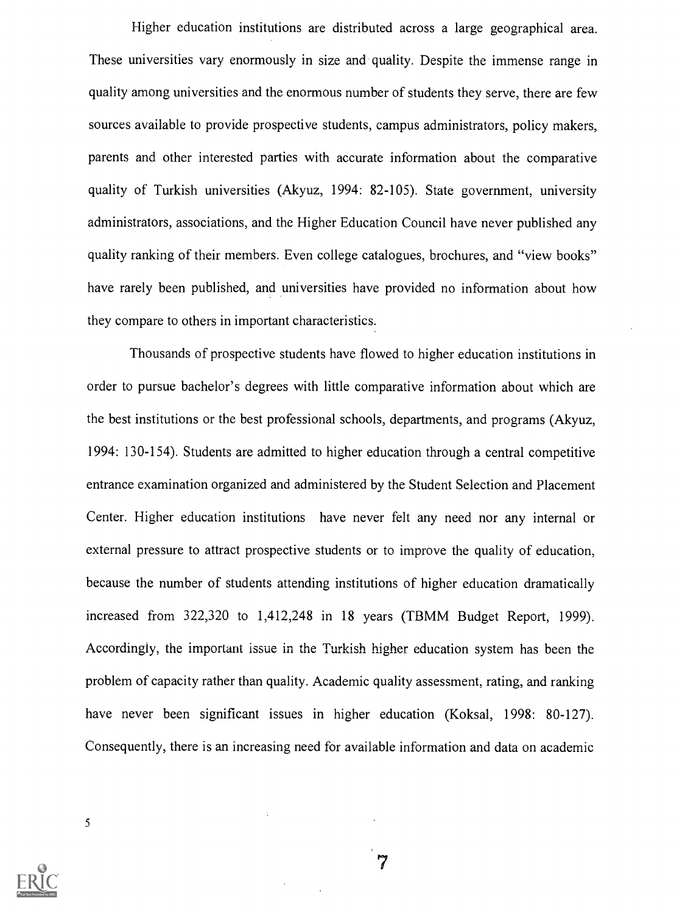Higher education institutions are distributed across a large geographical area. These universities vary enormously in size and quality. Despite the immense range in quality among universities and the enormous number of students they serve, there are few sources available to provide prospective students, campus administrators, policy makers, parents and other interested parties with accurate information about the comparative quality of Turkish universities (Akyuz, 1994: 82-105). State government, university administrators, associations, and the Higher Education Council have never published any quality ranking of their members. Even college catalogues, brochures, and "view books" have rarely been published, and universities have provided no information about how they compare to others in important characteristics.

Thousands of prospective students have flowed to higher education institutions in order to pursue bachelor's degrees with little comparative information about which are the best institutions or the best professional schools, departments, and programs (Akyuz, 1994: 130-154). Students are admitted to higher education through a central competitive entrance examination organized and administered by the Student Selection and Placement Center. Higher education institutions have never felt any need nor any internal or external pressure to attract prospective students or to improve the quality of education, because the number of students attending institutions of higher education dramatically increased from 322,320 to 1,412,248 in 18 years (TBMM Budget Report, 1999). Accordingly, the important issue in the Turkish higher education system has been the problem of capacity rather than quality. Academic quality assessment, rating, and ranking have never been significant issues in higher education (Koksal, 1998: 80-127). Consequently, there is an increasing need for available information and data on academic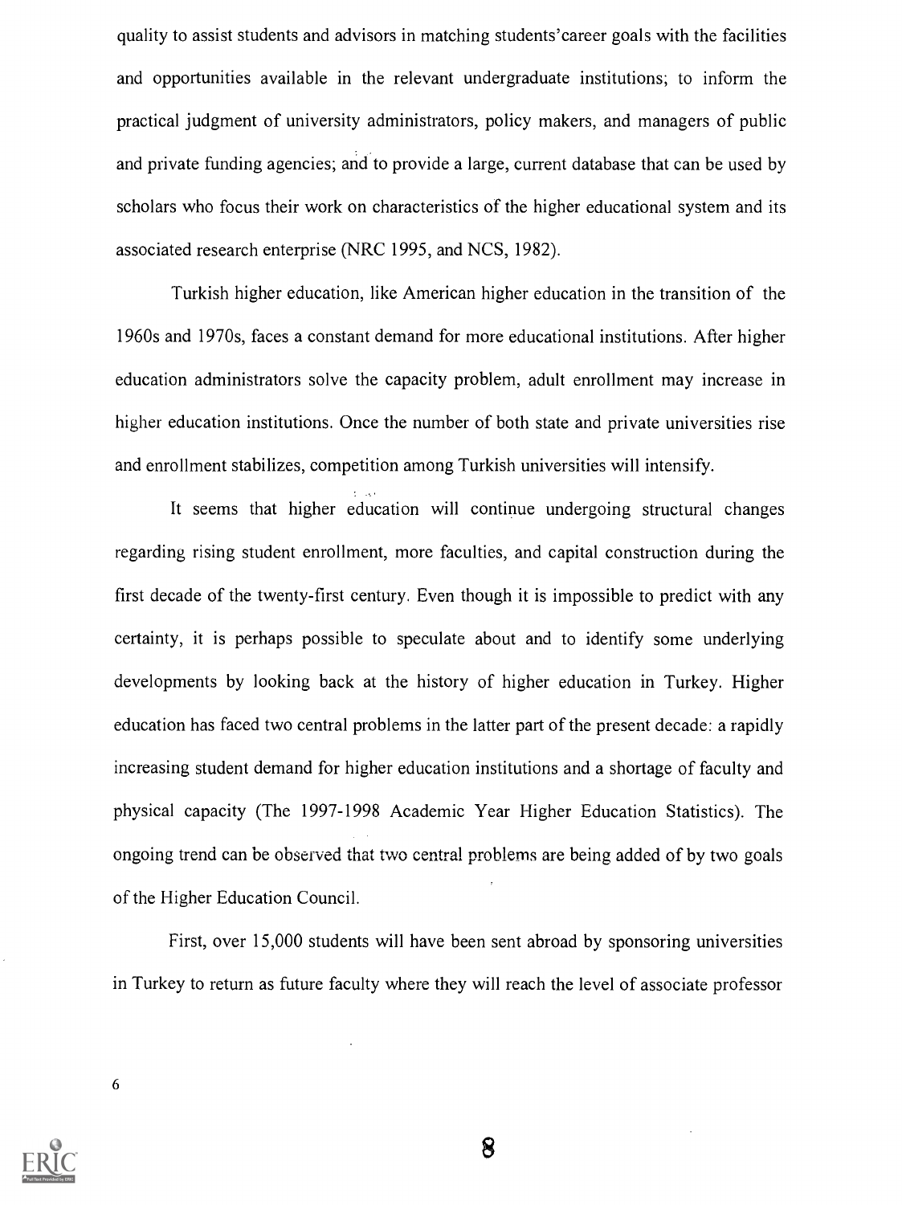quality to assist students and advisors in matching students'career goals with the facilities and opportunities available in the relevant undergraduate institutions; to inform the practical judgment of university administrators, policy makers, and managers of public and private funding agencies; and to provide a large, current database that can be used by scholars who focus their work on characteristics of the higher educational system and its associated research enterprise (NRC 1995, and NCS, 1982).

Turkish higher education, like American higher education in the transition of the 1960s and 1970s, faces a constant demand for more educational institutions. After higher education administrators solve the capacity problem, adult enrollment may increase in higher education institutions. Once the number of both state and private universities rise and enrollment stabilizes, competition among Turkish universities will intensify.

It seems that higher education will continue undergoing structural changes regarding rising student enrollment, more faculties, and capital construction during the first decade of the twenty-first century. Even though it is impossible to predict with any certainty, it is perhaps possible to speculate about and to identify some underlying developments by looking back at the history of higher education in Turkey. Higher education has faced two central problems in the latter part of the present decade: a rapidly increasing student demand for higher education institutions and a shortage of faculty and physical capacity (The 1997-1998 Academic Year Higher Education Statistics). The ongoing trend can be observed that two central problems are being added of by two goals of the Higher Education Council.

First, over 15,000 students will have been sent abroad by sponsoring universities in Turkey to return as future faculty where they will reach the level of associate professor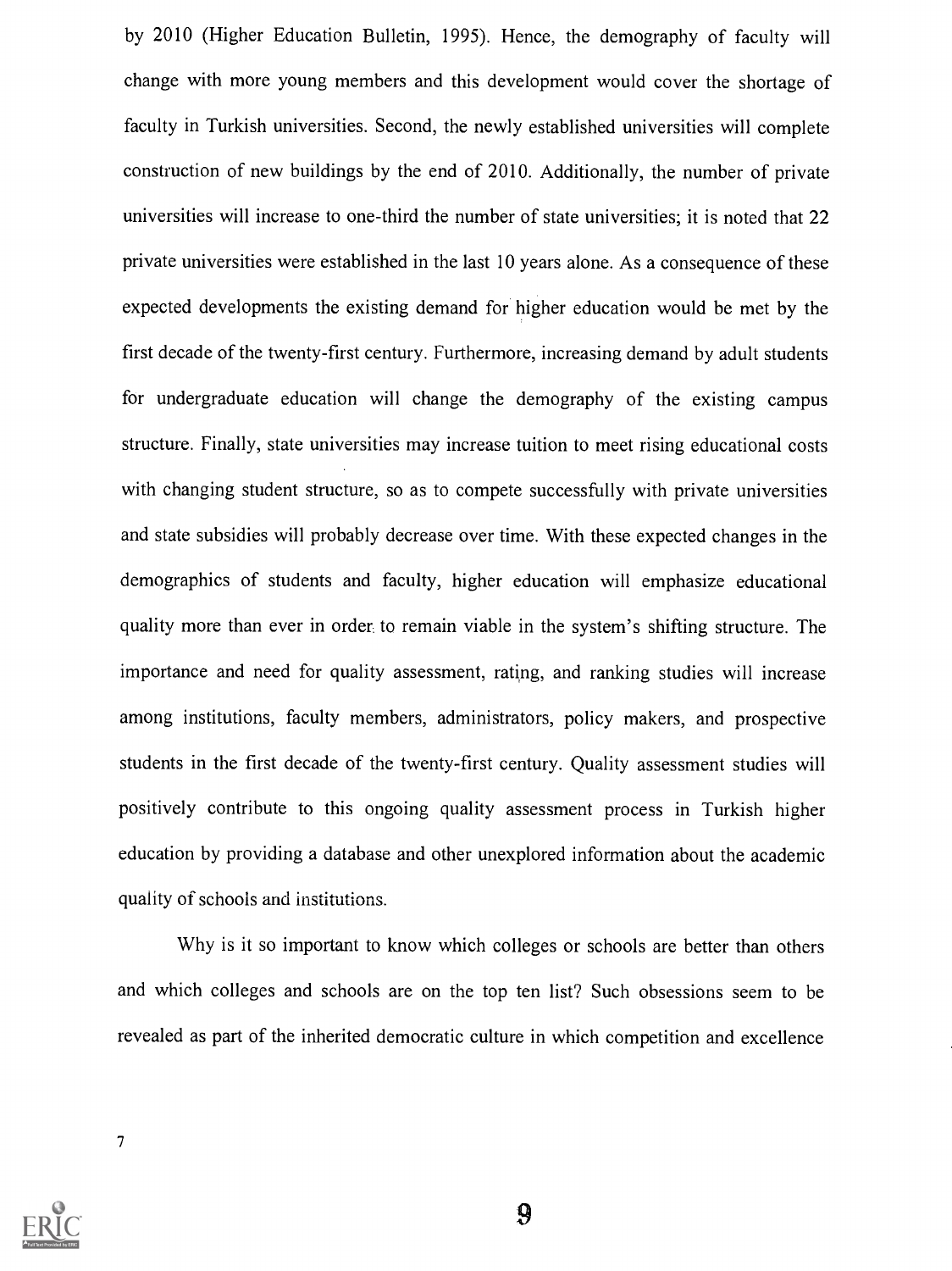by 2010 (Higher Education Bulletin, 1995). Hence, the demography of faculty will change with more young members and this development would cover the shortage of faculty in Turkish universities. Second, the newly established universities will complete construction of new buildings by the end of 2010. Additionally, the number of private universities will increase to one-third the number of state universities; it is noted that 22 private universities were established in the last 10 years alone. As a consequence of these expected developments the existing demand for higher education would be met by the first decade of the twenty-first century. Furthermore, increasing demand by adult students for undergraduate education will change the demography of the existing campus structure. Finally, state universities may increase tuition to meet rising educational costs with changing student structure, so as to compete successfully with private universities and state subsidies will probably decrease over time. With these expected changes in the demographics of students and faculty, higher education will emphasize educational quality more than ever in order to remain viable in the system's shifting structure. The importance and need for quality assessment, rating, and ranking studies will increase among institutions, faculty members, administrators, policy makers, and prospective students in the first decade of the twenty-first century. Quality assessment studies will positively contribute to this ongoing quality assessment process in Turkish higher education by providing a database and other unexplored information about the academic quality of schools and institutions.

Why is it so important to know which colleges or schools are better than others and which colleges and schools are on the top ten list? Such obsessions seem to be revealed as part of the inherited democratic culture in which competition and excellence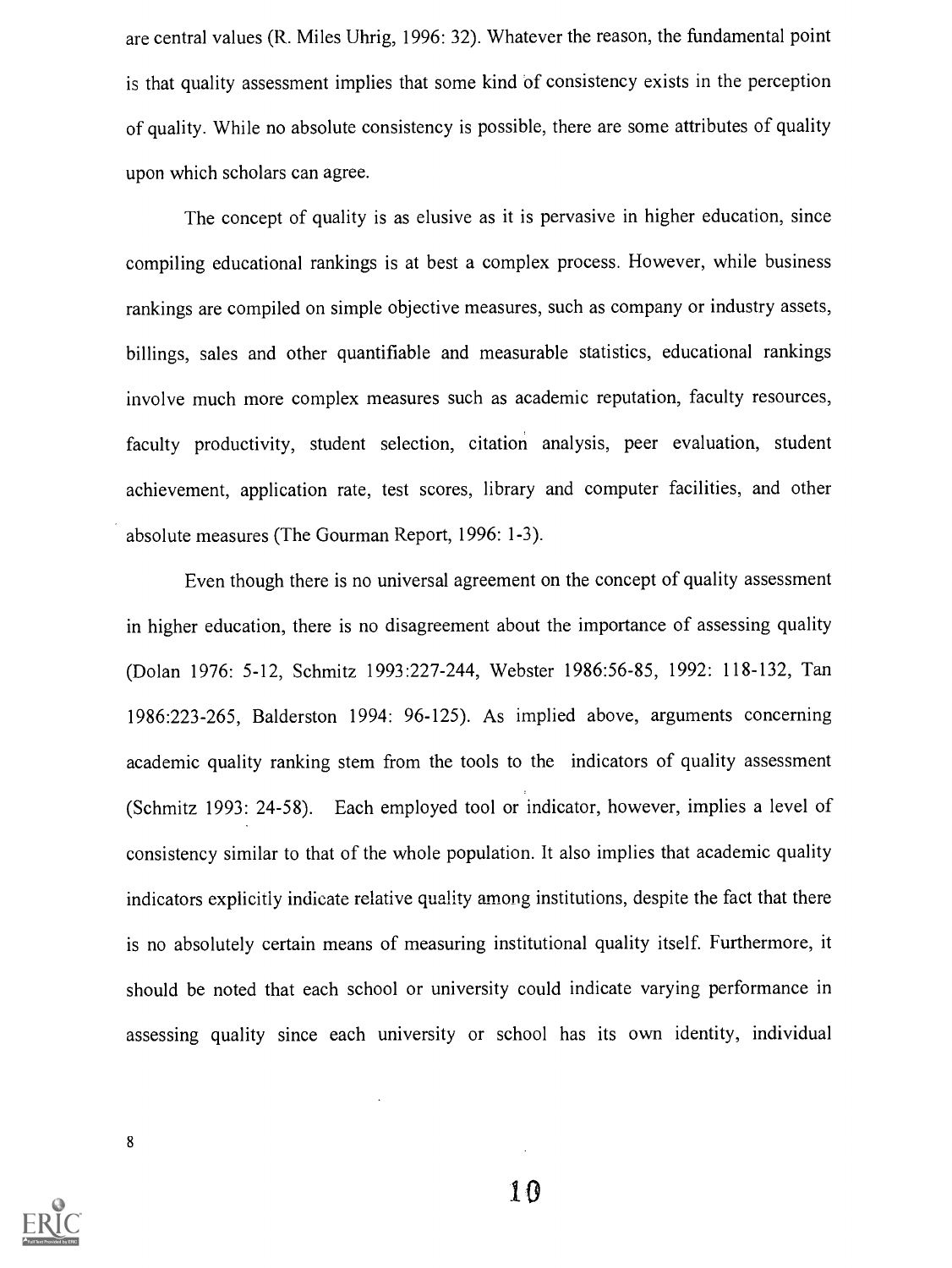are central values (R. Miles Uhrig, 1996: 32). Whatever the reason, the fundamental point is that quality assessment implies that some kind of consistency exists in the perception of quality. While no absolute consistency is possible, there are some attributes of quality upon which scholars can agree.

The concept of quality is as elusive as it is pervasive in higher education, since compiling educational rankings is at best a complex process. However, while business rankings are compiled on simple objective measures, such as company or industry assets, billings, sales and other quantifiable and measurable statistics, educational rankings involve much more complex measures such as academic reputation, faculty resources, faculty productivity, student selection, citation analysis, peer evaluation, student achievement, application rate, test scores, library and computer facilities, and other absolute measures (The Gourman Report, 1996: 1-3).

Even though there is no universal agreement on the concept of quality assessment in higher education, there is no disagreement about the importance of assessing quality (Dolan 1976: 5-12, Schmitz 1993:227-244, Webster 1986:56-85, 1992: 118-132, Tan 1986:223-265, Balderston 1994: 96-125). As implied above, arguments concerning academic quality ranking stem from the tools to the indicators of quality assessment (Schmitz 1993: 24-58). Each employed tool or indicator, however, implies a level of consistency similar to that of the whole population. It also implies that academic quality indicators explicitly indicate relative quality among institutions, despite the fact that there is no absolutely certain means of measuring institutional quality itself. Furthermore, it should be noted that each school or university could indicate varying performance in assessing quality since each university or school has its own identity, individual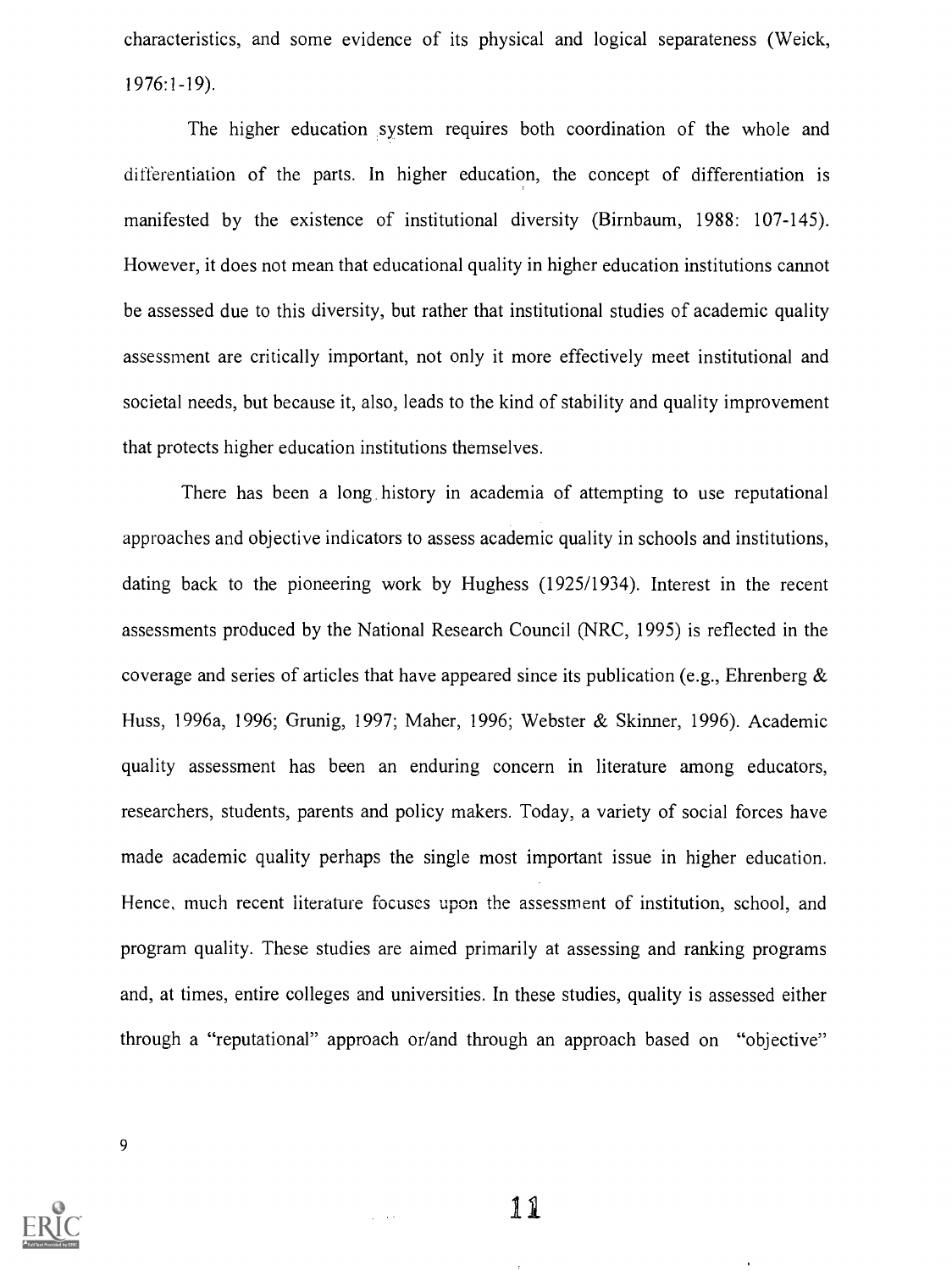characteristics, and some evidence of its physical and logical separateness (Weick, 1976:1-19).

The higher education system requires both coordination of the whole and differentiation of the parts. In higher education, the concept of differentiation is manifested by the existence of institutional diversity (Birnbaum, 1988: 107-145). However, it does not mean that educational quality in higher education institutions cannot be assessed due to this diversity, but rather that institutional studies of academic quality assessment are critically important, not only it more effectively meet institutional and societal needs, but because it, also, leads to the kind of stability and quality improvement that protects higher education institutions themselves.

There has been a long history in academia of attempting to use reputational approaches and objective indicators to assess academic quality in schools and institutions, dating back to the pioneering work by Hughess (1925/1934). Interest in the recent assessments produced by the National Research Council (NRC, 1995) is reflected in the coverage and series of articles that have appeared since its publication (e.g., Ehrenberg & Huss, 1996a, 1996; Grunig, 1997; Maher, 1996; Webster & Skinner, 1996). Academic quality assessment has been an enduring concern in literature among educators, researchers, students, parents and policy makers. Today, a variety of social forces have made academic quality perhaps the single most important issue in higher education. Hence, much recent literature focuses upon the assessment of institution, school, and program quality. These studies are aimed primarily at assessing and ranking programs and, at times, entire colleges and universities. In these studies, quality is assessed either through a "reputational" approach or/and through an approach based on "objective"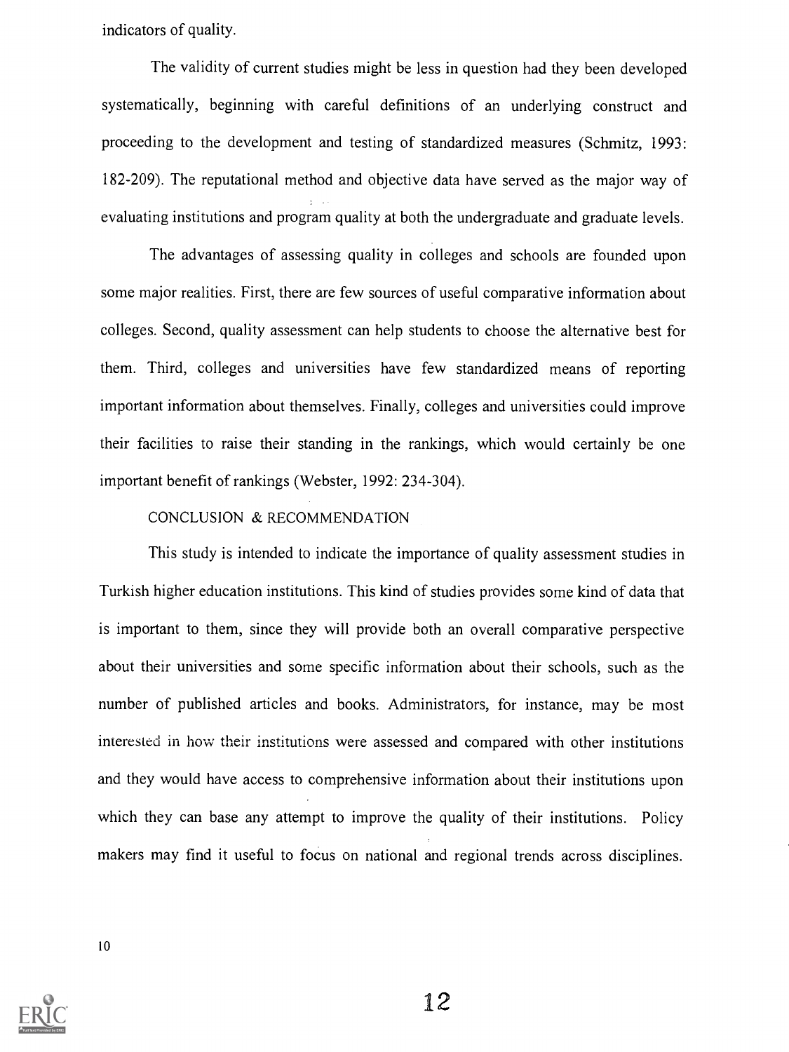indicators of quality.

The validity of current studies might be less in question had they been developed systematically, beginning with careful definitions of an underlying construct and proceeding to the development and testing of standardized measures (Schmitz, 1993: 182-209). The reputational method and objective data have served as the major way of evaluating institutions and program quality at both the undergraduate and graduate levels.

The advantages of assessing quality in colleges and schools are founded upon some major realities. First, there are few sources of useful comparative information about colleges. Second, quality assessment can help students to choose the alternative best for them. Third, colleges and universities have few standardized means of reporting important information about themselves. Finally, colleges and universities could improve their facilities to raise their standing in the rankings, which would certainly be one important benefit of rankings (Webster, 1992: 234-304).

## CONCLUSION & RECOMMENDATION

This study is intended to indicate the importance of quality assessment studies in Turkish higher education institutions. This kind of studies provides some kind of data that is important to them, since they will provide both an overall comparative perspective about their universities and some specific information about their schools, such as the number of published articles and books. Administrators, for instance, may be most interested in how their institutions were assessed and compared with other institutions and they would have access to comprehensive information about their institutions upon which they can base any attempt to improve the quality of their institutions. Policy makers may find it useful to focus on national and regional trends across disciplines.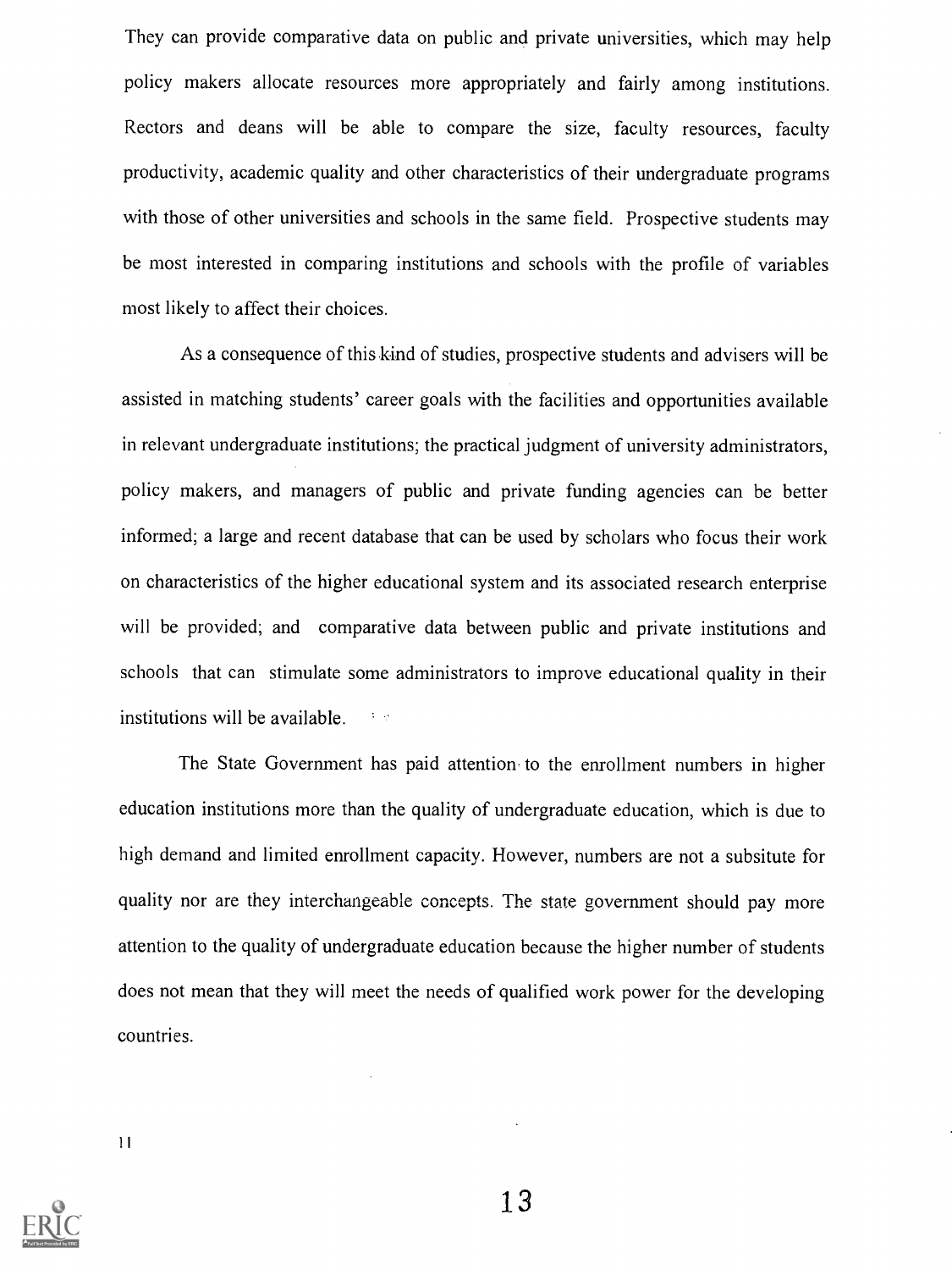They can provide comparative data on public and private universities, which may help policy makers allocate resources more appropriately and fairly among institutions. Rectors and deans will be able to compare the size, faculty resources, faculty productivity, academic quality and other characteristics of their undergraduate programs with those of other universities and schools in the same field. Prospective students may be most interested in comparing institutions and schools with the profile of variables most likely to affect their choices.

As a consequence of this kind of studies, prospective students and advisers will be assisted in matching students' career goals with the facilities and opportunities available in relevant undergraduate institutions; the practical judgment of university administrators, policy makers, and managers of public and private funding agencies can be better informed; a large and recent database that can be used by scholars who focus their work on characteristics of the higher educational system and its associated research enterprise will be provided; and comparative data between public and private institutions and schools that can stimulate some administrators to improve educational quality in their institutions will be available.

The State Government has paid attention to the enrollment numbers in higher education institutions more than the quality of undergraduate education, which is due to high demand and limited enrollment capacity. However, numbers are not a subsitute for quality nor are they interchangeable concepts. The state government should pay more attention to the quality of undergraduate education because the higher number of students does not mean that they will meet the needs of qualified work power for the developing countries.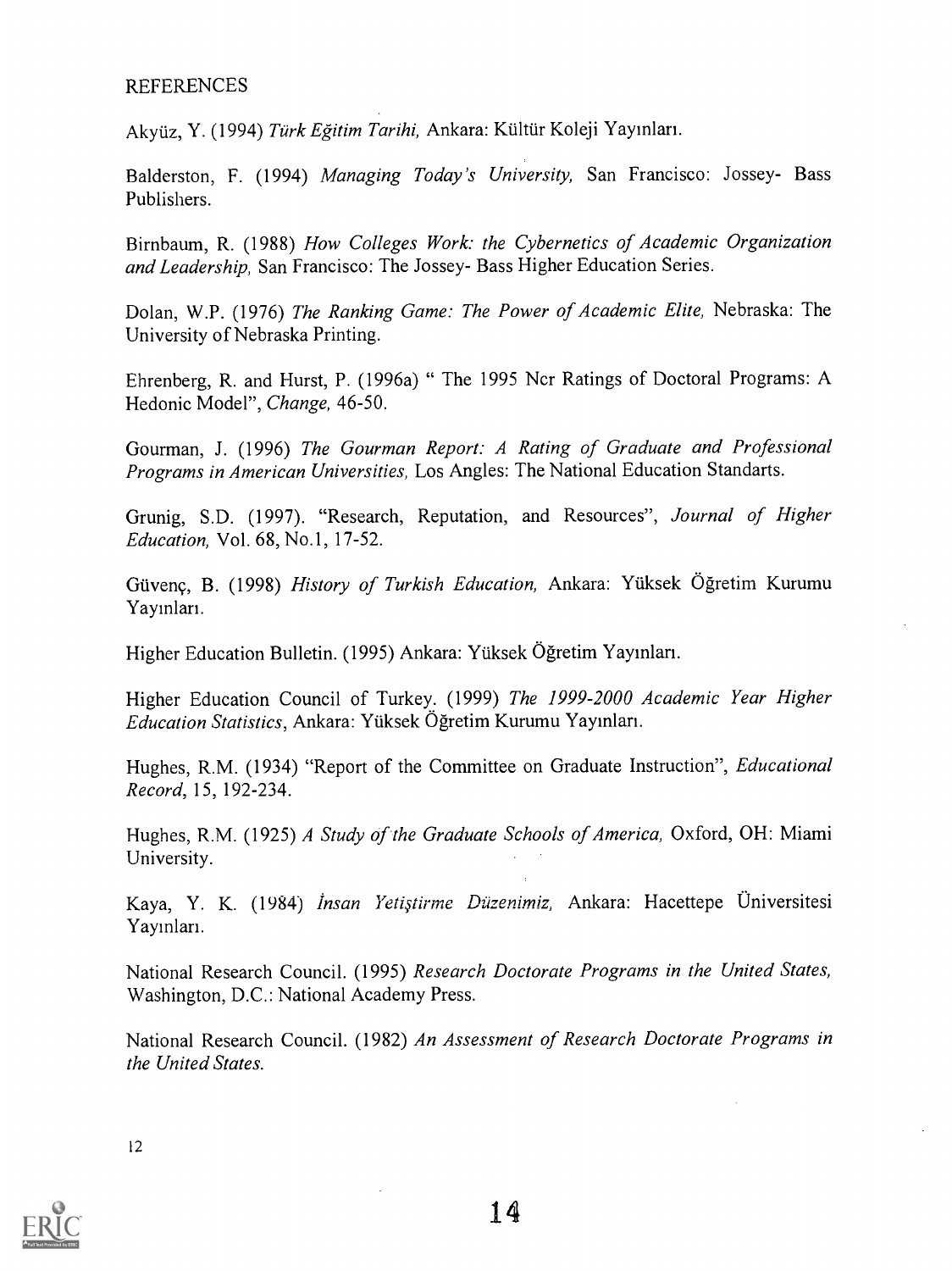REFERENCES

Akyüz, Y. (1994) *Türk Eğitim Tarihi,* Ankara: Kültür Koleji Yayınları.

Balderston, F. (1994) *Managing Today's University,* San Francisco: Jossey- Bass Publishers.

Birnbaum, R. (1988) *How Colleges Work: the Cybernetics of Academic Organization and Leadership,* San Francisco: The Jossey- Bass Higher Education Series.

Dolan, W.P. (1976) *The Ranking Game: The Power of Academic Elite,* Nebraska: The University of Nebraska Printing.

Ehrenberg, R. and Hurst, P. (1996a) " The 1995 Ncr Ratings of Doctoral Programs: A Hedonic Model", *Change,* 46-50.

Gourman, J. (1996) *The Gourman Report: A Rating of Graduate and Professional Programs in American Universities,* Los Angles: The National Education Standarts.

Grunig, S.D. (1997). "Research, Reputation, and Resources", *Journal of Higher Education,* Vol. 68, No.1, 17-52.

Güvenç, B. (1998) *History of Turkish Education,* Ankara: Yüksek Öğretim Kurumu Yayınları.

Higher Education Bulletin. (1995) Ankara: Yüksek Öğretim Yayınları.

Higher Education Council of Turkey. (1999) *The 1999-2000 Academic Year Higher Education Statistics*, Ankara: Yüksek Öğretim Kurumu Yayınları.

Hughes, R.M. (1934) "Report of the Committee on Graduate Instruction", *Educational Record*, 15, 192-234.

Hughes, R.M. (1925) *A Study of the Graduate Schools of America,* Oxford, OH: Miami University.

Kaya, Y. K. (1984) *İnsan Yetiştirme Düzenimiz,* Ankara: Hacettepe Üniversitesi Yayınları.

National Research Council. (1995) *Research Doctorate Programs in the United States,* Washington, D.C.: National Academy Press.

National Research Council. (1982) *An Assessment of Research Doctorate Programs in the United States.*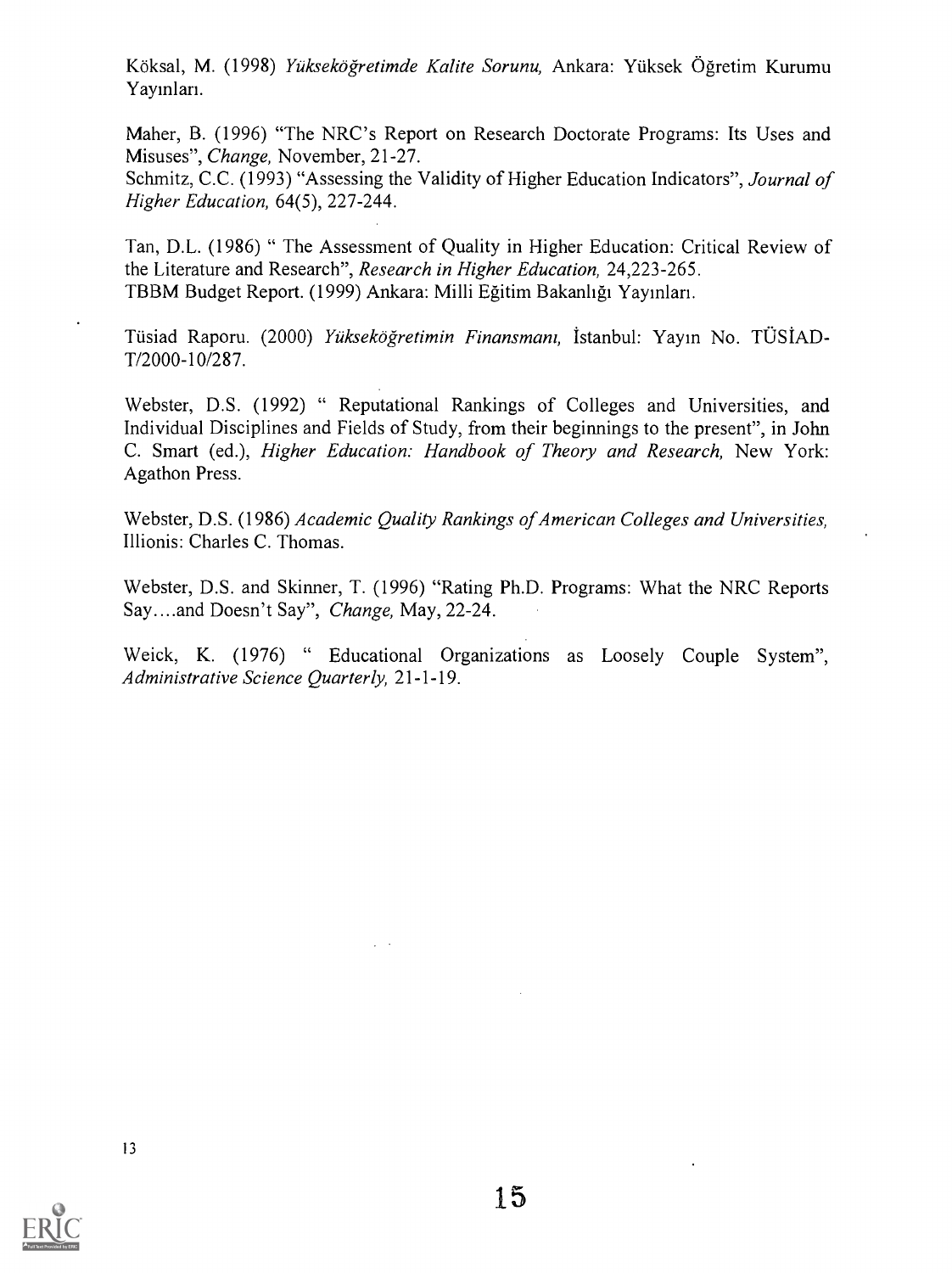Köksal, M. (1998) *Yükseköğretimde Kalite Sorunu,* Ankara: Yüksek Öğretim Kurumu Yayınları.

Maher, B. (1996) "The NRC's Report on Research Doctorate Programs: Its Uses and Misuses", *Change,* November, 21-27.

Schmitz, C.C. (1993) "Assessing the Validity of Higher Education Indicators", *Journal of Higher Education,* 64(5), 227-244.

Tan, D.L. (1986) " The Assessment of Quality in Higher Education: Critical Review of the Literature and Research", *Research in Higher Education,* 24,223-265.

TBBM Budget Report. (1999) Ankara: Milli Eğitim Bakanlığı Yayınları.

Tüsiad Raporu. (2000) *Yükseköğretimin Finansmanı,* İstanbul: Yayın No. TÜSİAD-T/2000-10/287.

Webster, D.S. (1992) " Reputational Rankings of Colleges and Universities, and Individual Disciplines and Fields of Study, from their beginnings to the present", in John C. Smart (ed.), *Higher Education: Handbook of Theory and Research,* New York: Agathon Press.

Webster, D.S. (1986) *Academic Quality Rankings of American Colleges and Universities,* Illionis: Charles C. Thomas.

Webster, D.S. and Skinner, T. (1996) "Rating Ph.D. Programs: What the NRC Reports Say....and Doesn't Say", *Change,* May, 22-24.

Weick, K. (1976) " Educational Organizations as Loosely Couple System", *Administrative Science Quarterly,* 21-1-19.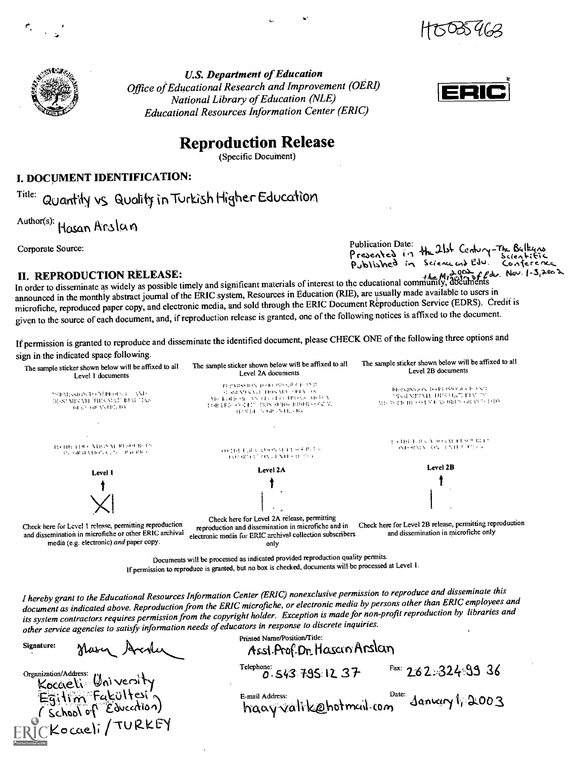HE035963

*U.S. Department of Education*
*Office of Educational Research and Improvement (OERI)*
*National Library of Education (NLE)*
*Educational Resources Information Center (ERIC)*

ERIC

# Reproduction Release

(Specific Document)

## I. DOCUMENT IDENTIFICATION:

Title: Quantity vs Quality in Turkish Higher Education

Author(s): Hasan Arslan

Corporate Source:

Publication Date: Presented in the 21st Century - The Balkans Scientific Conference. Published in Science and Edu. the Ministry of Edu. 2002 Nov. 1-3, 2002

## II. REPRODUCTION RELEASE:

In order to disseminate as widely as possible timely and significant materials of interest to the educational community, documents announced in the monthly abstract journal of the ERIC system, Resources in Education (RIE), are usually made available to users in microfiche, reproduced paper copy, and electronic media, and sold through the ERIC Document Reproduction Service (EDRS). Credit is given to the source of each document, and, if reproduction release is granted, one of the following notices is affixed to the document.

If permission is granted to reproduce and disseminate the identified document, please CHECK ONE of the following three options and sign in the indicated space following.

| The sample sticker shown below will be affixed to all Level 1 documents | The sample sticker shown below will be affixed to all Level 2A documents | The sample sticker shown below will be affixed to all Level 2B documents |
|---|---|---|
| PERMISSION TO REPRODUCE AND DISSEMINATE THIS MATERIAL HAS BEEN GRANTED BY | PERMISSION TO REPRODUCE AND DISSEMINATE THIS MATERIAL IN MICROFICHE, AND IN ELECTRONIC MEDIA FOR ERIC COLLECTION SUBSCRIBERS ONLY, HAS BEEN GRANTED BY | PERMISSION TO REPRODUCE AND DISSEMINATE THIS MATERIAL IN MICROFICHE ONLY HAS BEEN GRANTED BY |
| TO THE EDUCATIONAL RESOURCES INFORMATION CENTER (ERIC) | TO THE EDUCATIONAL RESOURCES INFORMATION CENTER (ERIC) | TO THE EDUCATIONAL RESOURCES INFORMATION CENTER (ERIC) |
| Level 1 | Level 2A | Level 2B |
| X | | |
| Check here for Level 1 release, permitting reproduction and dissemination in microfiche or other ERIC archival media (e.g. electronic) *and* paper copy. | Check here for Level 2A release, permitting reproduction and dissemination in microfiche and in electronic media for ERIC archival collection subscribers only | Check here for Level 2B release, permitting reproduction and dissemination in microfiche only |

Documents will be processed as indicated provided reproduction quality permits.
If permission to reproduce is granted, but no box is checked, documents will be processed at Level 1.

*I hereby grant to the Educational Resources Information Center (ERIC) nonexclusive permission to reproduce and disseminate this document as indicated above. Reproduction from the ERIC microfiche, or electronic media by persons other than ERIC employees and its system contractors requires permission from the copyright holder. Exception is made for non-profit reproduction by libraries and other service agencies to satisfy information needs of educators in response to discrete inquiries.*

Signature: Hasan Arslan

Printed Name/Position/Title: Asst. Prof. Dr. Hasan Arslan

Organization/Address: Kocaeli University Egitim Fakültesi (School of Education) Kocaeli / TURKEY

Telephone: 0.543 795 12 37

Fax: 262 324 99 36

E-mail Address: haayvalik@hotmail.com

Date: January 1, 2003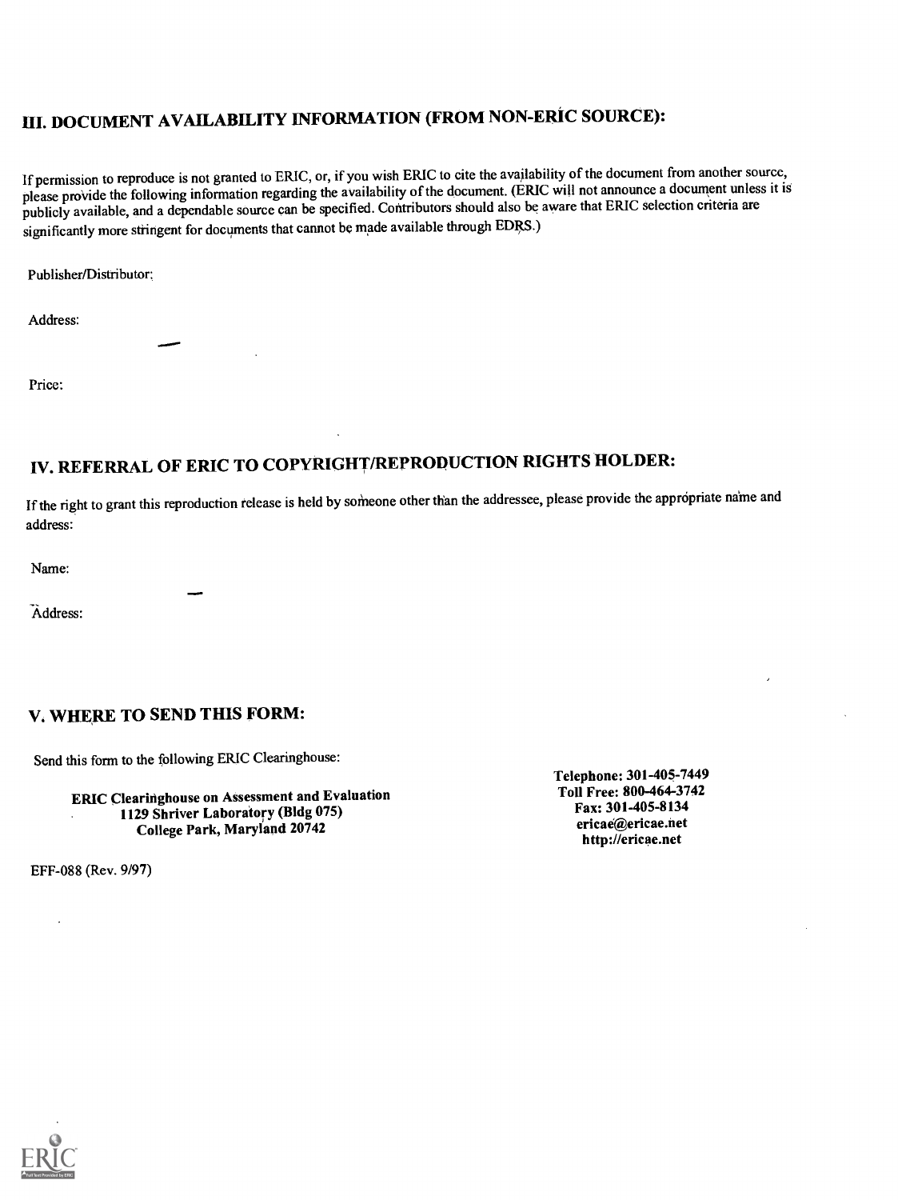## III. DOCUMENT AVAILABILITY INFORMATION (FROM NON-ERIC SOURCE):

If permission to reproduce is not granted to ERIC, or, if you wish ERIC to cite the availability of the document from another source, please provide the following information regarding the availability of the document. (ERIC will not announce a document unless it is publicly available, and a dependable source can be specified. Contributors should also be aware that ERIC selection criteria are significantly more stringent for documents that cannot be made available through EDRS.)

Publisher/Distributor:

Address:

Price:

## IV. REFERRAL OF ERIC TO COPYRIGHT/REPRODUCTION RIGHTS HOLDER:

If the right to grant this reproduction release is held by someone other than the addressee, please provide the appropriate name and address:

Name:

Address:

## V. WHERE TO SEND THIS FORM:

Send this form to the following ERIC Clearinghouse:

**ERIC Clearinghouse on Assessment and Evaluation**
**1129 Shriver Laboratory (Bldg 075)**
**College Park, Maryland 20742**

**Telephone: 301-405-7449**
**Toll Free: 800-464-3742**
**Fax: 301-405-8134**
**ericae@ericae.net**
**http://ericae.net**

EFF-088 (Rev. 9/97)